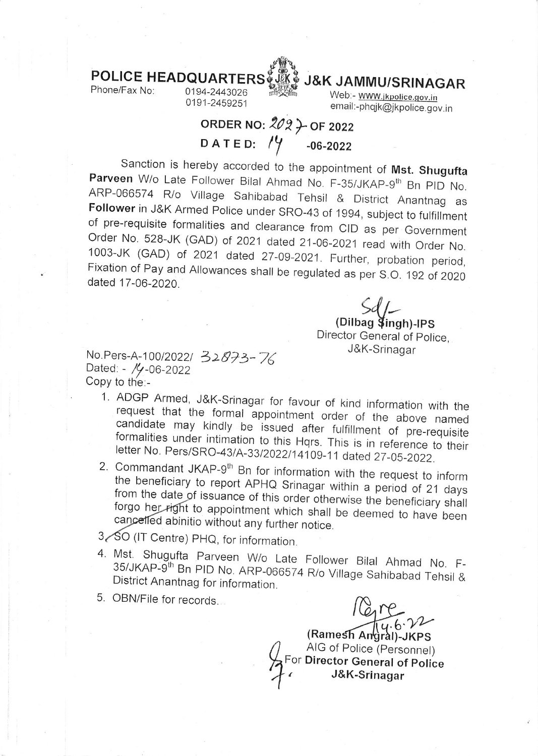# POLICE HEADQUARTERS J&K JAMMU/SRINAGAR

Phone/Fax No: 0194-2443026
0191-2459251

Web:- www.jkpolice.gov.in
email:-phqjk@jkpolice.gov.in

## ORDER NO: 2027 OF 2022
## DATED: 14-06-2022

Sanction is hereby accorded to the appointment of **Mst. Shugufta Parveen** W/o Late Follower Bilal Ahmad No. F-35/JKAP-9th Bn PID No. ARP-066574 R/o Village Sahibabad Tehsil & District Anantnag as **Follower** in J&K Armed Police under SRO-43 of 1994, subject to fulfillment of pre-requisite formalities and clearance from CID as per Government Order No. 528-JK (GAD) of 2021 dated 21-06-2021 read with Order No. 1003-JK (GAD) of 2021 dated 27-09-2021. Further, probation period, Fixation of Pay and Allowances shall be regulated as per S.O. 192 of 2020 dated 17-06-2020.

Sd/-
**(Dilbag Singh)-IPS**
Director General of Police,
J&K-Srinagar

No.Pers-A-100/2022/ 32873-76
Dated: - 14-06-2022
Copy to the:-

1. ADGP Armed, J&K-Srinagar for favour of kind information with the request that the formal appointment order of the above named candidate may kindly be issued after fulfillment of pre-requisite formalities under intimation to this Hqrs. This is in reference to their letter No. Pers/SRO-43/A-33/2022/14109-11 dated 27-05-2022.
2. Commandant JKAP-9th Bn for information with the request to inform the beneficiary to report APHQ Srinagar within a period of 21 days from the date of issuance of this order otherwise the beneficiary shall forgo her right to appointment which shall be deemed to have been cancelled abinitio without any further notice.
3. SO (IT Centre) PHQ, for information.
4. Mst. Shugufta Parveen W/o Late Follower Bilal Ahmad No. F-35/JKAP-9th Bn PID No. ARP-066574 R/o Village Sahibabad Tehsil & District Anantnag for information.
5. OBN/File for records.

14.6.22
**(Ramesh Angral)-JKPS**
AIG of Police (Personnel)
For **Director General of Police**
**J&K-Srinagar**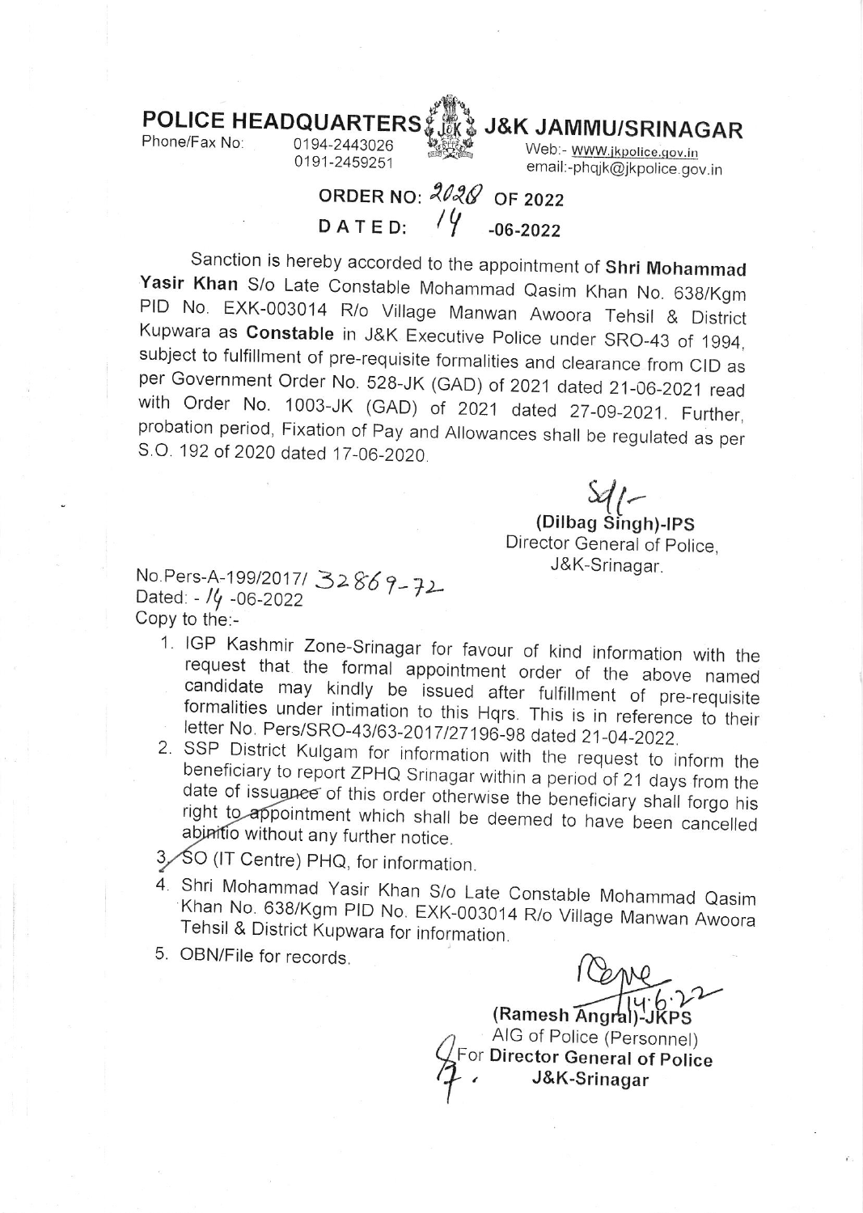# POLICE HEADQUARTERS J&K JAMMU/SRINAGAR

Phone/Fax No: 0194-2443026
0191-2459251

Web:- www.jkpolice.gov.in
email:-phqjk@jkpolice.gov.in

**ORDER NO: 2028 OF 2022**
**DATED: 14 -06-2022**

Sanction is hereby accorded to the appointment of **Shri Mohammad Yasir Khan** S/o Late Constable Mohammad Qasim Khan No. 638/Kgm PID No. EXK-003014 R/o Village Manwan Awoora Tehsil & District Kupwara as **Constable** in J&K Executive Police under SRO-43 of 1994, subject to fulfillment of pre-requisite formalities and clearance from CID as per Government Order No. 528-JK (GAD) of 2021 dated 21-06-2021 read with Order No. 1003-JK (GAD) of 2021 dated 27-09-2021. Further, probation period, Fixation of Pay and Allowances shall be regulated as per S.O. 192 of 2020 dated 17-06-2020.

Sd/-
**(Dilbag Singh)-IPS**
Director General of Police,
J&K-Srinagar.

No.Pers-A-199/2017/ 32869-72
Dated: - 14 -06-2022
Copy to the:-

1. IGP Kashmir Zone-Srinagar for favour of kind information with the request that the formal appointment order of the above named candidate may kindly be issued after fulfillment of pre-requisite formalities under intimation to this Hqrs. This is in reference to their letter No. Pers/SRO-43/63-2017/27196-98 dated 21-04-2022.
2. SSP District Kulgam for information with the request to inform the beneficiary to report ZPHQ Srinagar within a period of 21 days from the date of issuance of this order otherwise the beneficiary shall forgo his right to appointment which shall be deemed to have been cancelled abinitio without any further notice.
3. SO (IT Centre) PHQ, for information.
4. Shri Mohammad Yasir Khan S/o Late Constable Mohammad Qasim Khan No. 638/Kgm PID No. EXK-003014 R/o Village Manwan Awoora Tehsil & District Kupwara for information.
5. OBN/File for records.

14.6.22
**(Ramesh Angral)-JKPS**
AIG of Police (Personnel)
For **Director General of Police**
**J&K-Srinagar**